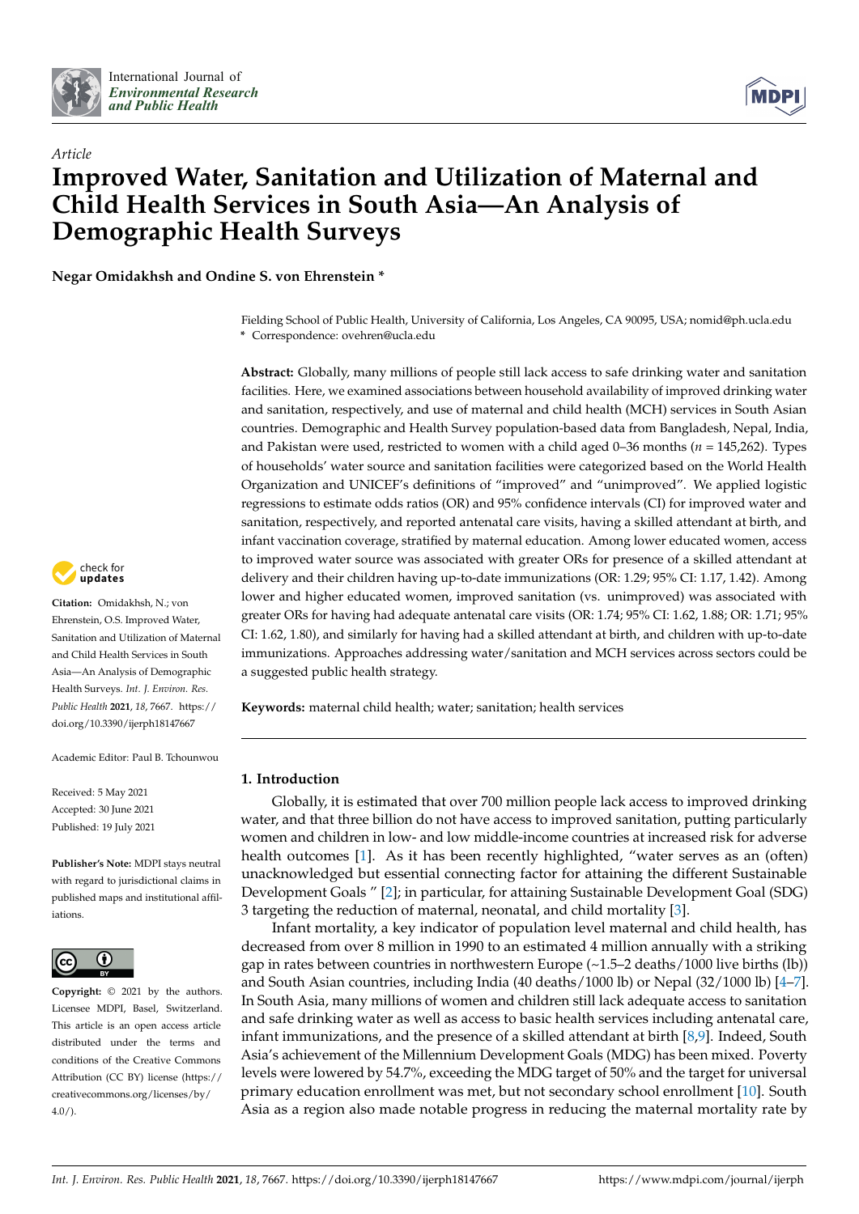International Journal of *Environmental Research and Public Health*

*Article*

# Improved Water, Sanitation and Utilization of Maternal and Child Health Services in South Asia—An Analysis of Demographic Health Surveys

**Negar Omidakhsh and Ondine S. von Ehrenstein ***

Fielding School of Public Health, University of California, Los Angeles, CA 90095, USA; nomid@ph.ucla.edu
* Correspondence: ovehren@ucla.edu

**Abstract:** Globally, many millions of people still lack access to safe drinking water and sanitation facilities. Here, we examined associations between household availability of improved drinking water and sanitation, respectively, and use of maternal and child health (MCH) services in South Asian countries. Demographic and Health Survey population-based data from Bangladesh, Nepal, India, and Pakistan were used, restricted to women with a child aged 0–36 months ($n$ = 145,262). Types of households' water source and sanitation facilities were categorized based on the World Health Organization and UNICEF's definitions of "improved" and "unimproved". We applied logistic regressions to estimate odds ratios (OR) and 95% confidence intervals (CI) for improved water and sanitation, respectively, and reported antenatal care visits, having a skilled attendant at birth, and infant vaccination coverage, stratified by maternal education. Among lower educated women, access to improved water source was associated with greater ORs for presence of a skilled attendant at delivery and their children having up-to-date immunizations (OR: 1.29; 95% CI: 1.17, 1.42). Among lower and higher educated women, improved sanitation (vs. unimproved) was associated with greater ORs for having had adequate antenatal care visits (OR: 1.74; 95% CI: 1.62, 1.88; OR: 1.71; 95% CI: 1.62, 1.80), and similarly for having had a skilled attendant at birth, and children with up-to-date immunizations. Approaches addressing water/sanitation and MCH services across sectors could be a suggested public health strategy.

**Keywords:** maternal child health; water; sanitation; health services

**Citation:** Omidakhsh, N.; von Ehrenstein, O.S. Improved Water, Sanitation and Utilization of Maternal and Child Health Services in South Asia—An Analysis of Demographic Health Surveys. *Int. J. Environ. Res. Public Health* **2021**, *18*, 7667. https://doi.org/10.3390/ijerph18147667

Academic Editor: Paul B. Tchounwou

Received: 5 May 2021
Accepted: 30 June 2021
Published: 19 July 2021

**Publisher's Note:** MDPI stays neutral with regard to jurisdictional claims in published maps and institutional affiliations.

**Copyright:** © 2021 by the authors. Licensee MDPI, Basel, Switzerland. This article is an open access article distributed under the terms and conditions of the Creative Commons Attribution (CC BY) license (https://creativecommons.org/licenses/by/4.0/).

## 1. Introduction

Globally, it is estimated that over 700 million people lack access to improved drinking water, and that three billion do not have access to improved sanitation, putting particularly women and children in low- and low middle-income countries at increased risk for adverse health outcomes [1]. As it has been recently highlighted, "water serves as an (often) unacknowledged but essential connecting factor for attaining the different Sustainable Development Goals " [2]; in particular, for attaining Sustainable Development Goal (SDG) 3 targeting the reduction of maternal, neonatal, and child mortality [3].

Infant mortality, a key indicator of population level maternal and child health, has decreased from over 8 million in 1990 to an estimated 4 million annually with a striking gap in rates between countries in northwestern Europe (~1.5–2 deaths/1000 live births (lb)) and South Asian countries, including India (40 deaths/1000 lb) or Nepal (32/1000 lb) [4–7]. In South Asia, many millions of women and children still lack adequate access to sanitation and safe drinking water as well as access to basic health services including antenatal care, infant immunizations, and the presence of a skilled attendant at birth [8,9]. Indeed, South Asia's achievement of the Millennium Development Goals (MDG) has been mixed. Poverty levels were lowered by 54.7%, exceeding the MDG target of 50% and the target for universal primary education enrollment was met, but not secondary school enrollment [10]. South Asia as a region also made notable progress in reducing the maternal mortality rate by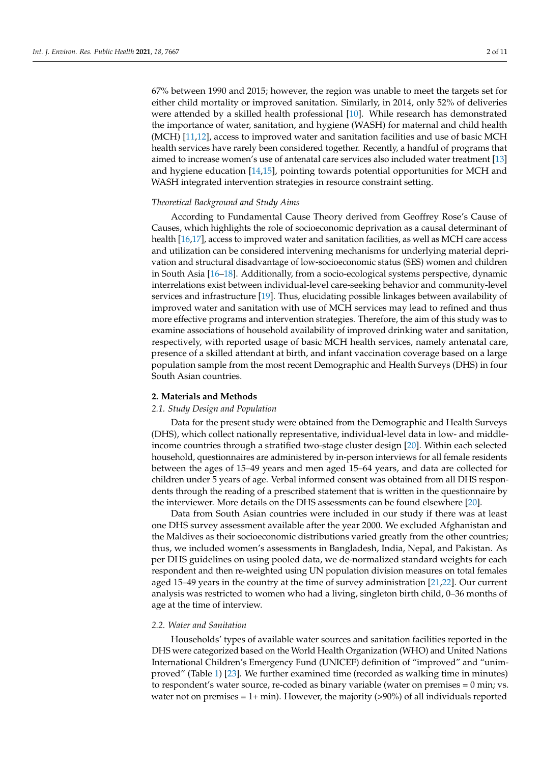67% between 1990 and 2015; however, the region was unable to meet the targets set for either child mortality or improved sanitation. Similarly, in 2014, only 52% of deliveries were attended by a skilled health professional [10]. While research has demonstrated the importance of water, sanitation, and hygiene (WASH) for maternal and child health (MCH) [11,12], access to improved water and sanitation facilities and use of basic MCH health services have rarely been considered together. Recently, a handful of programs that aimed to increase women's use of antenatal care services also included water treatment [13] and hygiene education [14,15], pointing towards potential opportunities for MCH and WASH integrated intervention strategies in resource constraint setting.

*Theoretical Background and Study Aims*

According to Fundamental Cause Theory derived from Geoffrey Rose's Cause of Causes, which highlights the role of socioeconomic deprivation as a causal determinant of health [16,17], access to improved water and sanitation facilities, as well as MCH care access and utilization can be considered intervening mechanisms for underlying material deprivation and structural disadvantage of low-socioeconomic status (SES) women and children in South Asia [16–18]. Additionally, from a socio-ecological systems perspective, dynamic interrelations exist between individual-level care-seeking behavior and community-level services and infrastructure [19]. Thus, elucidating possible linkages between availability of improved water and sanitation with use of MCH services may lead to refined and thus more effective programs and intervention strategies. Therefore, the aim of this study was to examine associations of household availability of improved drinking water and sanitation, respectively, with reported usage of basic MCH health services, namely antenatal care, presence of a skilled attendant at birth, and infant vaccination coverage based on a large population sample from the most recent Demographic and Health Surveys (DHS) in four South Asian countries.

## 2. Materials and Methods

### *2.1. Study Design and Population*

Data for the present study were obtained from the Demographic and Health Surveys (DHS), which collect nationally representative, individual-level data in low- and middle-income countries through a stratified two-stage cluster design [20]. Within each selected household, questionnaires are administered by in-person interviews for all female residents between the ages of 15–49 years and men aged 15–64 years, and data are collected for children under 5 years of age. Verbal informed consent was obtained from all DHS respondents through the reading of a prescribed statement that is written in the questionnaire by the interviewer. More details on the DHS assessments can be found elsewhere [20].

Data from South Asian countries were included in our study if there was at least one DHS survey assessment available after the year 2000. We excluded Afghanistan and the Maldives as their socioeconomic distributions varied greatly from the other countries; thus, we included women's assessments in Bangladesh, India, Nepal, and Pakistan. As per DHS guidelines on using pooled data, we de-normalized standard weights for each respondent and then re-weighted using UN population division measures on total females aged 15–49 years in the country at the time of survey administration [21,22]. Our current analysis was restricted to women who had a living, singleton birth child, 0–36 months of age at the time of interview.

### *2.2. Water and Sanitation*

Households' types of available water sources and sanitation facilities reported in the DHS were categorized based on the World Health Organization (WHO) and United Nations International Children's Emergency Fund (UNICEF) definition of "improved" and "unimproved" (Table 1) [23]. We further examined time (recorded as walking time in minutes) to respondent's water source, re-coded as binary variable (water on premises = 0 min; vs. water not on premises = 1+ min). However, the majority (>90%) of all individuals reported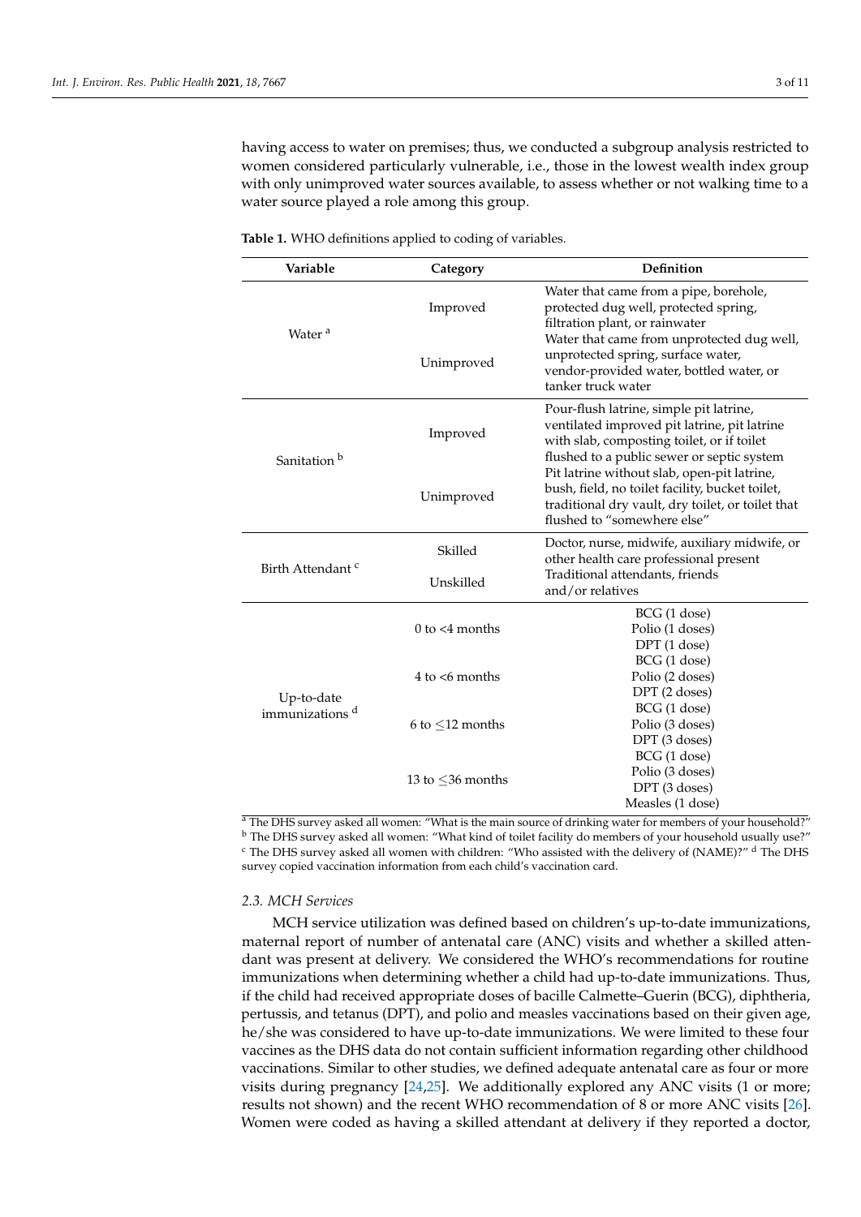having access to water on premises; thus, we conducted a subgroup analysis restricted to women considered particularly vulnerable, i.e., those in the lowest wealth index group with only unimproved water sources available, to assess whether or not walking time to a water source played a role among this group.

**Table 1.** WHO definitions applied to coding of variables.

| Variable | Category | Definition |
|---|---|---|
| Water [a] | Improved | Water that came from a pipe, borehole, protected dug well, protected spring, filtration plant, or rainwater |
| | Unimproved | Water that came from unprotected dug well, unprotected spring, surface water, vendor-provided water, bottled water, or tanker truck water |
| Sanitation [b] | Improved | Pour-flush latrine, simple pit latrine, ventilated improved pit latrine, pit latrine with slab, composting toilet, or if toilet flushed to a public sewer or septic system |
| | Unimproved | Pit latrine without slab, open-pit latrine, bush, field, no toilet facility, bucket toilet, traditional dry vault, dry toilet, or toilet that flushed to "somewhere else" |
| Birth Attendant [c] | Skilled | Doctor, nurse, midwife, auxiliary midwife, or other health care professional present |
| | Unskilled | Traditional attendants, friends and/or relatives |
| Up-to-date immunizations [d] | 0 to <4 months | BCG (1 dose)<br>Polio (1 doses)<br>DPT (1 dose) |
| | 4 to <6 months | BCG (1 dose)<br>Polio (2 doses)<br>DPT (2 doses) |
| | 6 to ≤12 months | BCG (1 dose)<br>Polio (3 doses)<br>DPT (3 doses) |
| | 13 to ≤36 months | BCG (1 dose)<br>Polio (3 doses)<br>DPT (3 doses)<br>Measles (1 dose) |

[a] The DHS survey asked all women: "What is the main source of drinking water for members of your household?" [b] The DHS survey asked all women: "What kind of toilet facility do members of your household usually use?" [c] The DHS survey asked all women with children: "Who assisted with the delivery of (NAME)?" [d] The DHS survey copied vaccination information from each child's vaccination card.

### 2.3. MCH Services

MCH service utilization was defined based on children's up-to-date immunizations, maternal report of number of antenatal care (ANC) visits and whether a skilled attendant was present at delivery. We considered the WHO's recommendations for routine immunizations when determining whether a child had up-to-date immunizations. Thus, if the child had received appropriate doses of bacille Calmette–Guerin (BCG), diphtheria, pertussis, and tetanus (DPT), and polio and measles vaccinations based on their given age, he/she was considered to have up-to-date immunizations. We were limited to these four vaccines as the DHS data do not contain sufficient information regarding other childhood vaccinations. Similar to other studies, we defined adequate antenatal care as four or more visits during pregnancy [24,25]. We additionally explored any ANC visits (1 or more; results not shown) and the recent WHO recommendation of 8 or more ANC visits [26]. Women were coded as having a skilled attendant at delivery if they reported a doctor,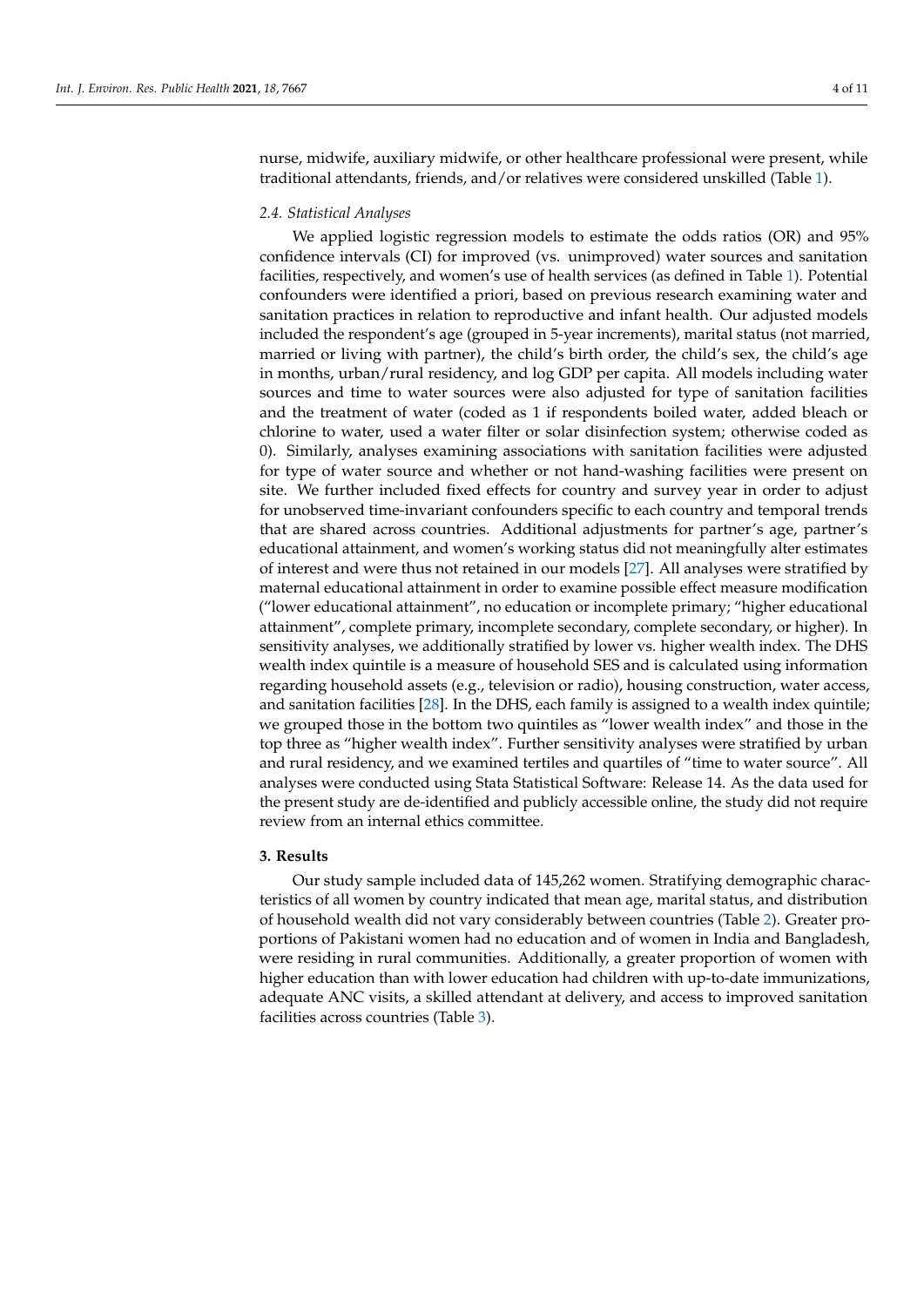nurse, midwife, auxiliary midwife, or other healthcare professional were present, while traditional attendants, friends, and/or relatives were considered unskilled (Table 1).

### 2.4. Statistical Analyses

We applied logistic regression models to estimate the odds ratios (OR) and 95% confidence intervals (CI) for improved (vs. unimproved) water sources and sanitation facilities, respectively, and women's use of health services (as defined in Table 1). Potential confounders were identified a priori, based on previous research examining water and sanitation practices in relation to reproductive and infant health. Our adjusted models included the respondent's age (grouped in 5-year increments), marital status (not married, married or living with partner), the child's birth order, the child's sex, the child's age in months, urban/rural residency, and log GDP per capita. All models including water sources and time to water sources were also adjusted for type of sanitation facilities and the treatment of water (coded as 1 if respondents boiled water, added bleach or chlorine to water, used a water filter or solar disinfection system; otherwise coded as 0). Similarly, analyses examining associations with sanitation facilities were adjusted for type of water source and whether or not hand-washing facilities were present on site. We further included fixed effects for country and survey year in order to adjust for unobserved time-invariant confounders specific to each country and temporal trends that are shared across countries. Additional adjustments for partner's age, partner's educational attainment, and women's working status did not meaningfully alter estimates of interest and were thus not retained in our models [27]. All analyses were stratified by maternal educational attainment in order to examine possible effect measure modification ("lower educational attainment", no education or incomplete primary; "higher educational attainment", complete primary, incomplete secondary, complete secondary, or higher). In sensitivity analyses, we additionally stratified by lower vs. higher wealth index. The DHS wealth index quintile is a measure of household SES and is calculated using information regarding household assets (e.g., television or radio), housing construction, water access, and sanitation facilities [28]. In the DHS, each family is assigned to a wealth index quintile; we grouped those in the bottom two quintiles as "lower wealth index" and those in the top three as "higher wealth index". Further sensitivity analyses were stratified by urban and rural residency, and we examined tertiles and quartiles of "time to water source". All analyses were conducted using Stata Statistical Software: Release 14. As the data used for the present study are de-identified and publicly accessible online, the study did not require review from an internal ethics committee.

## 3. Results

Our study sample included data of 145,262 women. Stratifying demographic characteristics of all women by country indicated that mean age, marital status, and distribution of household wealth did not vary considerably between countries (Table 2). Greater proportions of Pakistani women had no education and of women in India and Bangladesh, were residing in rural communities. Additionally, a greater proportion of women with higher education than with lower education had children with up-to-date immunizations, adequate ANC visits, a skilled attendant at delivery, and access to improved sanitation facilities across countries (Table 3).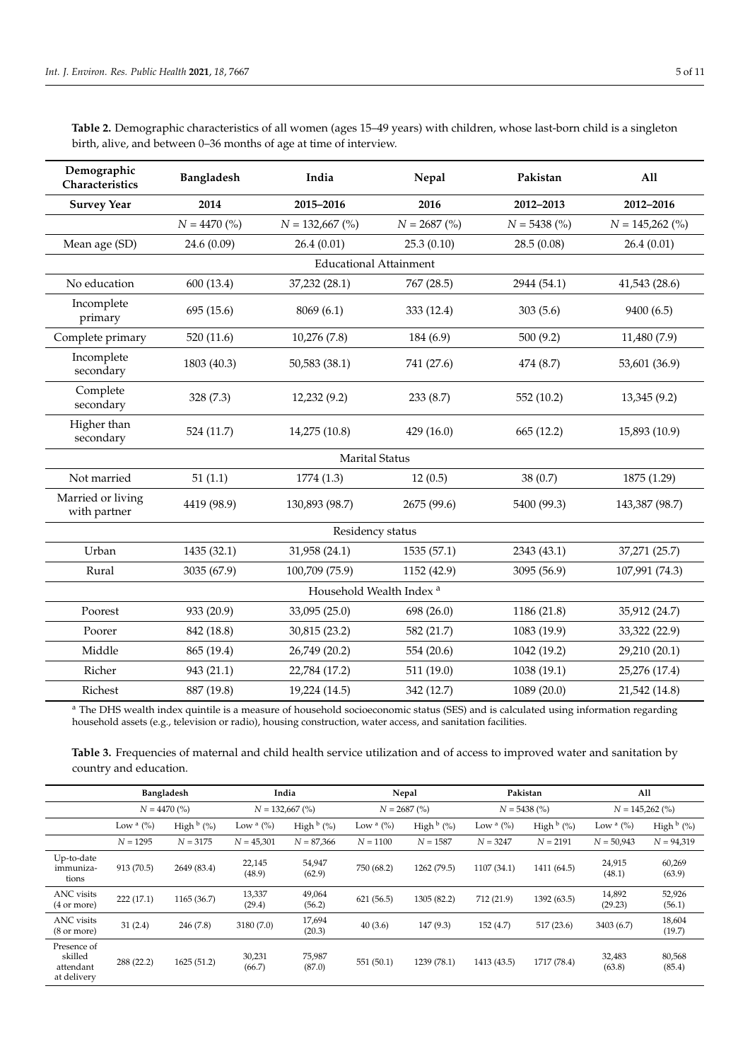**Table 2.** Demographic characteristics of all women (ages 15–49 years) with children, whose last-born child is a singleton birth, alive, and between 0–36 months of age at time of interview.

| Demographic Characteristics | Bangladesh | India | Nepal | Pakistan | All |
|---|---|---|---|---|---|
| **Survey Year** | **2014** | **2015–2016** | **2016** | **2012–2013** | **2012–2016** |
| | *N* = 4470 (%) | *N* = 132,667 (%) | *N* = 2687 (%) | *N* = 5438 (%) | *N* = 145,262 (%) |
| Mean age (SD) | 24.6 (0.09) | 26.4 (0.01) | 25.3 (0.10) | 28.5 (0.08) | 26.4 (0.01) |
| Educational Attainment | | | | | |
| No education | 600 (13.4) | 37,232 (28.1) | 767 (28.5) | 2944 (54.1) | 41,543 (28.6) |
| Incomplete primary | 695 (15.6) | 8069 (6.1) | 333 (12.4) | 303 (5.6) | 9400 (6.5) |
| Complete primary | 520 (11.6) | 10,276 (7.8) | 184 (6.9) | 500 (9.2) | 11,480 (7.9) |
| Incomplete secondary | 1803 (40.3) | 50,583 (38.1) | 741 (27.6) | 474 (8.7) | 53,601 (36.9) |
| Complete secondary | 328 (7.3) | 12,232 (9.2) | 233 (8.7) | 552 (10.2) | 13,345 (9.2) |
| Higher than secondary | 524 (11.7) | 14,275 (10.8) | 429 (16.0) | 665 (12.2) | 15,893 (10.9) |
| Marital Status | | | | | |
| Not married | 51 (1.1) | 1774 (1.3) | 12 (0.5) | 38 (0.7) | 1875 (1.29) |
| Married or living with partner | 4419 (98.9) | 130,893 (98.7) | 2675 (99.6) | 5400 (99.3) | 143,387 (98.7) |
| Residency status | | | | | |
| Urban | 1435 (32.1) | 31,958 (24.1) | 1535 (57.1) | 2343 (43.1) | 37,271 (25.7) |
| Rural | 3035 (67.9) | 100,709 (75.9) | 1152 (42.9) | 3095 (56.9) | 107,991 (74.3) |
| Household Wealth Index [a] | | | | | |
| Poorest | 933 (20.9) | 33,095 (25.0) | 698 (26.0) | 1186 (21.8) | 35,912 (24.7) |
| Poorer | 842 (18.8) | 30,815 (23.2) | 582 (21.7) | 1083 (19.9) | 33,322 (22.9) |
| Middle | 865 (19.4) | 26,749 (20.2) | 554 (20.6) | 1042 (19.2) | 29,210 (20.1) |
| Richer | 943 (21.1) | 22,784 (17.2) | 511 (19.0) | 1038 (19.1) | 25,276 (17.4) |
| Richest | 887 (19.8) | 19,224 (14.5) | 342 (12.7) | 1089 (20.0) | 21,542 (14.8) |

[a] The DHS wealth index quintile is a measure of household socioeconomic status (SES) and is calculated using information regarding household assets (e.g., television or radio), housing construction, water access, and sanitation facilities.

**Table 3.** Frequencies of maternal and child health service utilization and of access to improved water and sanitation by country and education.

| | Bangladesh | | India | | Nepal | | Pakistan | | All | |
|---|---|---|---|---|---|---|---|---|---|---|
| | *N* = 4470 (%) | | *N* = 132,667 (%) | | *N* = 2687 (%) | | *N* = 5438 (%) | | *N* = 145,262 (%) | |
| | Low [a] (%) | High [b] (%) | Low [a] (%) | High [b] (%) | Low [a] (%) | High [b] (%) | Low [a] (%) | High [b] (%) | Low [a] (%) | High [b] (%) |
| | *N* = 1295 | *N* = 3175 | *N* = 45,301 | *N* = 87,366 | *N* = 1100 | *N* = 1587 | *N* = 3247 | *N* = 2191 | *N* = 50,943 | *N* = 94,319 |
| Up-to-date immunizations | 913 (70.5) | 2649 (83.4) | 22,145 (48.9) | 54,947 (62.9) | 750 (68.2) | 1262 (79.5) | 1107 (34.1) | 1411 (64.5) | 24,915 (48.1) | 60,269 (63.9) |
| ANC visits (4 or more) | 222 (17.1) | 1165 (36.7) | 13,337 (29.4) | 49,064 (56.2) | 621 (56.5) | 1305 (82.2) | 712 (21.9) | 1392 (63.5) | 14,892 (29.23) | 52,926 (56.1) |
| ANC visits (8 or more) | 31 (2.4) | 246 (7.8) | 3180 (7.0) | 17,694 (20.3) | 40 (3.6) | 147 (9.3) | 152 (4.7) | 517 (23.6) | 3403 (6.7) | 18,604 (19.7) |
| Presence of skilled attendant at delivery | 288 (22.2) | 1625 (51.2) | 30,231 (66.7) | 75,987 (87.0) | 551 (50.1) | 1239 (78.1) | 1413 (43.5) | 1717 (78.4) | 32,483 (63.8) | 80,568 (85.4) |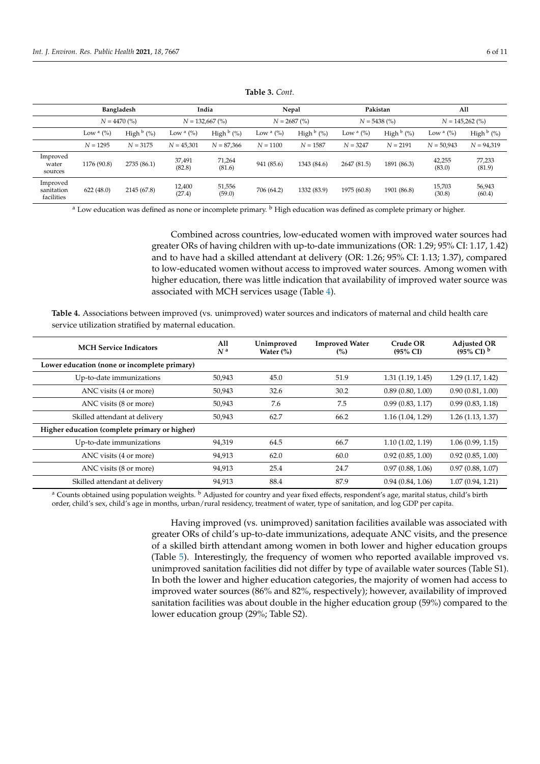**Table 3.** *Cont.*

| | Bangladesh | | India | | Nepal | | Pakistan | | All | |
|---|---|---|---|---|---|---|---|---|---|---|
| | $N$ = 4470 (%) | | $N$ = 132,667 (%) | | $N$ = 2687 (%) | | $N$ = 5438 (%) | | $N$ = 145,262 (%) | |
| | Low [a] (%) | High [b] (%) | Low [a] (%) | High [b] (%) | Low [a] (%) | High [b] (%) | Low [a] (%) | High [b] (%) | Low [a] (%) | High [b] (%) |
| | $N$ = 1295 | $N$ = 3175 | $N$ = 45,301 | $N$ = 87,366 | $N$ = 1100 | $N$ = 1587 | $N$ = 3247 | $N$ = 2191 | $N$ = 50,943 | $N$ = 94,319 |
| Improved water sources | 1176 (90.8) | 2735 (86.1) | 37,491 (82.8) | 71,264 (81.6) | 941 (85.6) | 1343 (84.6) | 2647 (81.5) | 1891 (86.3) | 42,255 (83.0) | 77,233 (81.9) |
| Improved sanitation facilities | 622 (48.0) | 2145 (67.8) | 12,400 (27.4) | 51,556 (59.0) | 706 (64.2) | 1332 (83.9) | 1975 (60.8) | 1901 (86.8) | 15,703 (30.8) | 56,943 (60.4) |

[a] Low education was defined as none or incomplete primary. [b] High education was defined as complete primary or higher.

Combined across countries, low-educated women with improved water sources had greater ORs of having children with up-to-date immunizations (OR: 1.29; 95% CI: 1.17, 1.42) and to have had a skilled attendant at delivery (OR: 1.26; 95% CI: 1.13; 1.37), compared to low-educated women without access to improved water sources. Among women with higher education, there was little indication that availability of improved water source was associated with MCH services usage (Table 4).

**Table 4.** Associations between improved (vs. unimproved) water sources and indicators of maternal and child health care service utilization stratified by maternal education.

| MCH Service Indicators | All $N$ [a] | Unimproved Water (%) | Improved Water (%) | Crude OR (95% CI) | Adjusted OR (95% CI) [b] |
|---|---|---|---|---|---|
| **Lower education (none or incomplete primary)** | | | | | |
| Up-to-date immunizations | 50,943 | 45.0 | 51.9 | 1.31 (1.19, 1.45) | 1.29 (1.17, 1.42) |
| ANC visits (4 or more) | 50,943 | 32.6 | 30.2 | 0.89 (0.80, 1.00) | 0.90 (0.81, 1.00) |
| ANC visits (8 or more) | 50,943 | 7.6 | 7.5 | 0.99 (0.83, 1.17) | 0.99 (0.83, 1.18) |
| Skilled attendant at delivery | 50,943 | 62.7 | 66.2 | 1.16 (1.04, 1.29) | 1.26 (1.13, 1.37) |
| **Higher education (complete primary or higher)** | | | | | |
| Up-to-date immunizations | 94,319 | 64.5 | 66.7 | 1.10 (1.02, 1.19) | 1.06 (0.99, 1.15) |
| ANC visits (4 or more) | 94,913 | 62.0 | 60.0 | 0.92 (0.85, 1.00) | 0.92 (0.85, 1.00) |
| ANC visits (8 or more) | 94,913 | 25.4 | 24.7 | 0.97 (0.88, 1.06) | 0.97 (0.88, 1.07) |
| Skilled attendant at delivery | 94,913 | 88.4 | 87.9 | 0.94 (0.84, 1.06) | 1.07 (0.94, 1.21) |

[a] Counts obtained using population weights. [b] Adjusted for country and year fixed effects, respondent's age, marital status, child's birth order, child's sex, child's age in months, urban/rural residency, treatment of water, type of sanitation, and log GDP per capita.

Having improved (vs. unimproved) sanitation facilities available was associated with greater ORs of child's up-to-date immunizations, adequate ANC visits, and the presence of a skilled birth attendant among women in both lower and higher education groups (Table 5). Interestingly, the frequency of women who reported available improved vs. unimproved sanitation facilities did not differ by type of available water sources (Table S1). In both the lower and higher education categories, the majority of women had access to improved water sources (86% and 82%, respectively); however, availability of improved sanitation facilities was about double in the higher education group (59%) compared to the lower education group (29%; Table S2).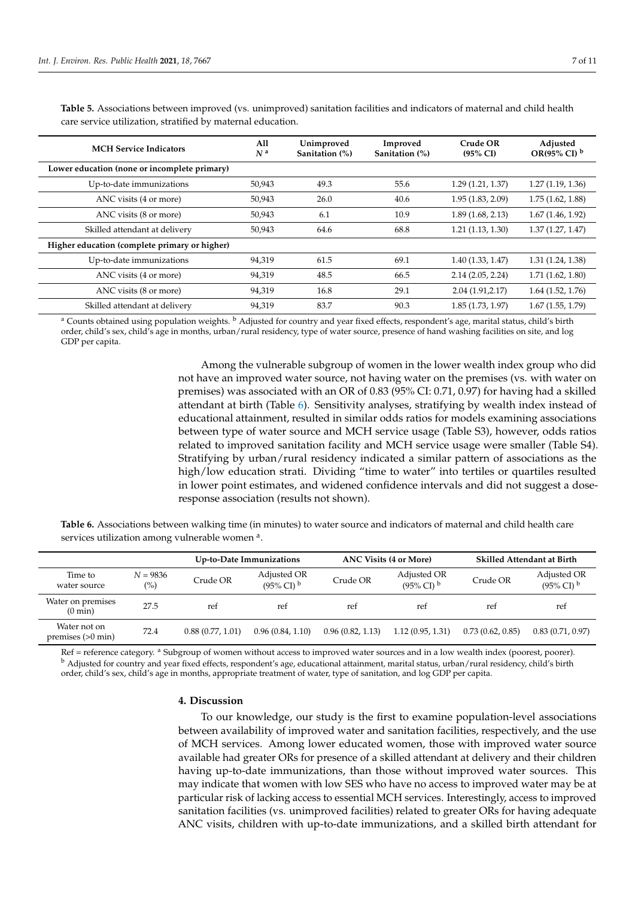**Table 5.** Associations between improved (vs. unimproved) sanitation facilities and indicators of maternal and child health care service utilization, stratified by maternal education.

| MCH Service Indicators | All $N$ [a] | Unimproved Sanitation (%) | Improved Sanitation (%) | Crude OR (95% CI) | Adjusted OR(95% CI) [b] |
|---|---|---|---|---|---|
| **Lower education (none or incomplete primary)** | | | | | |
| Up-to-date immunizations | 50,943 | 49.3 | 55.6 | 1.29 (1.21, 1.37) | 1.27 (1.19, 1.36) |
| ANC visits (4 or more) | 50,943 | 26.0 | 40.6 | 1.95 (1.83, 2.09) | 1.75 (1.62, 1.88) |
| ANC visits (8 or more) | 50,943 | 6.1 | 10.9 | 1.89 (1.68, 2.13) | 1.67 (1.46, 1.92) |
| Skilled attendant at delivery | 50,943 | 64.6 | 68.8 | 1.21 (1.13, 1.30) | 1.37 (1.27, 1.47) |
| **Higher education (complete primary or higher)** | | | | | |
| Up-to-date immunizations | 94,319 | 61.5 | 69.1 | 1.40 (1.33, 1.47) | 1.31 (1.24, 1.38) |
| ANC visits (4 or more) | 94,319 | 48.5 | 66.5 | 2.14 (2.05, 2.24) | 1.71 (1.62, 1.80) |
| ANC visits (8 or more) | 94,319 | 16.8 | 29.1 | 2.04 (1.91,2.17) | 1.64 (1.52, 1.76) |
| Skilled attendant at delivery | 94,319 | 83.7 | 90.3 | 1.85 (1.73, 1.97) | 1.67 (1.55, 1.79) |

[a] Counts obtained using population weights. [b] Adjusted for country and year fixed effects, respondent's age, marital status, child's birth order, child's sex, child's age in months, urban/rural residency, type of water source, presence of hand washing facilities on site, and log GDP per capita.

Among the vulnerable subgroup of women in the lower wealth index group who did not have an improved water source, not having water on the premises (vs. with water on premises) was associated with an OR of 0.83 (95% CI: 0.71, 0.97) for having had a skilled attendant at birth (Table 6). Sensitivity analyses, stratifying by wealth index instead of educational attainment, resulted in similar odds ratios for models examining associations between type of water source and MCH service usage (Table S3), however, odds ratios related to improved sanitation facility and MCH service usage were smaller (Table S4). Stratifying by urban/rural residency indicated a similar pattern of associations as the high/low education strati. Dividing "time to water" into tertiles or quartiles resulted in lower point estimates, and widened confidence intervals and did not suggest a dose-response association (results not shown).

**Table 6.** Associations between walking time (in minutes) to water source and indicators of maternal and child health care services utilization among vulnerable women [a].

| | | Up-to-Date Immunizations | | ANC Visits (4 or More) | | Skilled Attendant at Birth | |
|---|---|---|---|---|---|---|---|
| Time to water source | $N = 9836$ (%) | Crude OR | Adjusted OR (95% CI) [b] | Crude OR | Adjusted OR (95% CI) [b] | Crude OR | Adjusted OR (95% CI) [b] |
| Water on premises (0 min) | 27.5 | ref | ref | ref | ref | ref | ref |
| Water not on premises (>0 min) | 72.4 | 0.88 (0.77, 1.01) | 0.96 (0.84, 1.10) | 0.96 (0.82, 1.13) | 1.12 (0.95, 1.31) | 0.73 (0.62, 0.85) | 0.83 (0.71, 0.97) |

Ref = reference category. [a] Subgroup of women without access to improved water sources and in a low wealth index (poorest, poorer). [b] Adjusted for country and year fixed effects, respondent's age, educational attainment, marital status, urban/rural residency, child's birth order, child's sex, child's age in months, appropriate treatment of water, type of sanitation, and log GDP per capita.

## 4. Discussion

To our knowledge, our study is the first to examine population-level associations between availability of improved water and sanitation facilities, respectively, and the use of MCH services. Among lower educated women, those with improved water source available had greater ORs for presence of a skilled attendant at delivery and their children having up-to-date immunizations, than those without improved water sources. This may indicate that women with low SES who have no access to improved water may be at particular risk of lacking access to essential MCH services. Interestingly, access to improved sanitation facilities (vs. unimproved facilities) related to greater ORs for having adequate ANC visits, children with up-to-date immunizations, and a skilled birth attendant for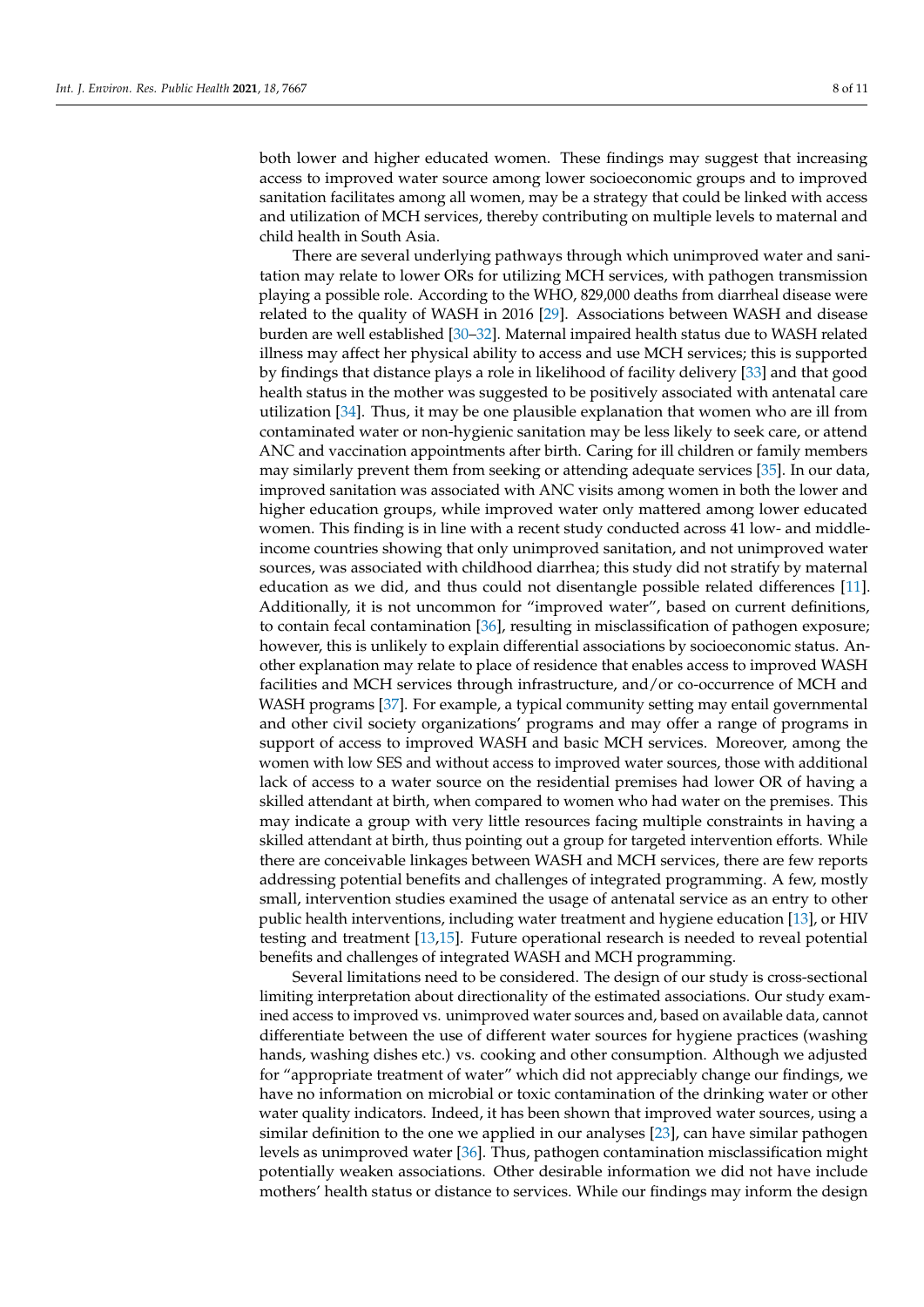both lower and higher educated women. These findings may suggest that increasing access to improved water source among lower socioeconomic groups and to improved sanitation facilitates among all women, may be a strategy that could be linked with access and utilization of MCH services, thereby contributing on multiple levels to maternal and child health in South Asia.

There are several underlying pathways through which unimproved water and sanitation may relate to lower ORs for utilizing MCH services, with pathogen transmission playing a possible role. According to the WHO, 829,000 deaths from diarrheal disease were related to the quality of WASH in 2016 [29]. Associations between WASH and disease burden are well established [30–32]. Maternal impaired health status due to WASH related illness may affect her physical ability to access and use MCH services; this is supported by findings that distance plays a role in likelihood of facility delivery [33] and that good health status in the mother was suggested to be positively associated with antenatal care utilization [34]. Thus, it may be one plausible explanation that women who are ill from contaminated water or non-hygienic sanitation may be less likely to seek care, or attend ANC and vaccination appointments after birth. Caring for ill children or family members may similarly prevent them from seeking or attending adequate services [35]. In our data, improved sanitation was associated with ANC visits among women in both the lower and higher education groups, while improved water only mattered among lower educated women. This finding is in line with a recent study conducted across 41 low- and middle-income countries showing that only unimproved sanitation, and not unimproved water sources, was associated with childhood diarrhea; this study did not stratify by maternal education as we did, and thus could not disentangle possible related differences [11]. Additionally, it is not uncommon for "improved water", based on current definitions, to contain fecal contamination [36], resulting in misclassification of pathogen exposure; however, this is unlikely to explain differential associations by socioeconomic status. Another explanation may relate to place of residence that enables access to improved WASH facilities and MCH services through infrastructure, and/or co-occurrence of MCH and WASH programs [37]. For example, a typical community setting may entail governmental and other civil society organizations' programs and may offer a range of programs in support of access to improved WASH and basic MCH services. Moreover, among the women with low SES and without access to improved water sources, those with additional lack of access to a water source on the residential premises had lower OR of having a skilled attendant at birth, when compared to women who had water on the premises. This may indicate a group with very little resources facing multiple constraints in having a skilled attendant at birth, thus pointing out a group for targeted intervention efforts. While there are conceivable linkages between WASH and MCH services, there are few reports addressing potential benefits and challenges of integrated programming. A few, mostly small, intervention studies examined the usage of antenatal service as an entry to other public health interventions, including water treatment and hygiene education [13], or HIV testing and treatment [13,15]. Future operational research is needed to reveal potential benefits and challenges of integrated WASH and MCH programming.

Several limitations need to be considered. The design of our study is cross-sectional limiting interpretation about directionality of the estimated associations. Our study examined access to improved vs. unimproved water sources and, based on available data, cannot differentiate between the use of different water sources for hygiene practices (washing hands, washing dishes etc.) vs. cooking and other consumption. Although we adjusted for "appropriate treatment of water" which did not appreciably change our findings, we have no information on microbial or toxic contamination of the drinking water or other water quality indicators. Indeed, it has been shown that improved water sources, using a similar definition to the one we applied in our analyses [23], can have similar pathogen levels as unimproved water [36]. Thus, pathogen contamination misclassification might potentially weaken associations. Other desirable information we did not have include mothers' health status or distance to services. While our findings may inform the design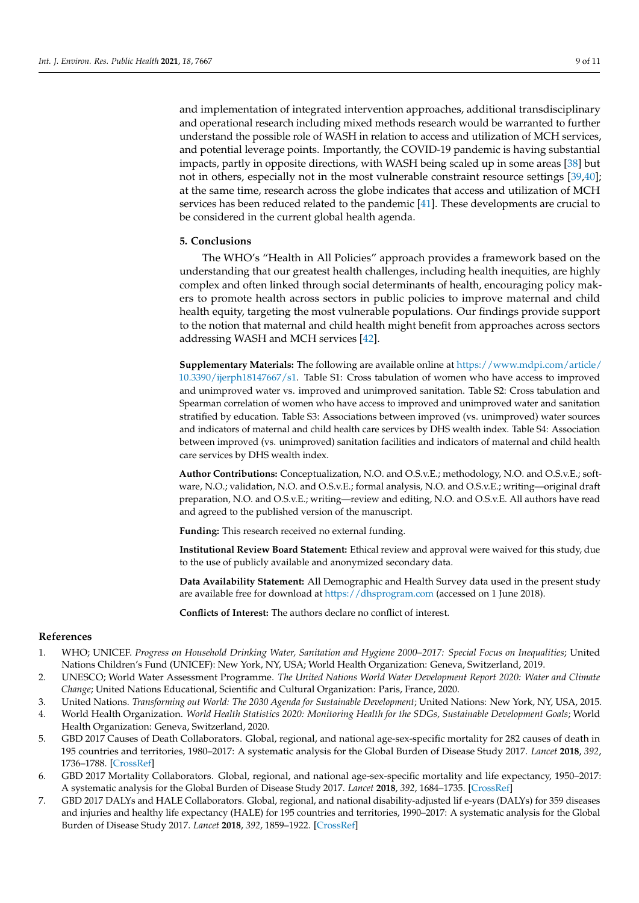and implementation of integrated intervention approaches, additional transdisciplinary and operational research including mixed methods research would be warranted to further understand the possible role of WASH in relation to access and utilization of MCH services, and potential leverage points. Importantly, the COVID-19 pandemic is having substantial impacts, partly in opposite directions, with WASH being scaled up in some areas [38] but not in others, especially not in the most vulnerable constraint resource settings [39,40]; at the same time, research across the globe indicates that access and utilization of MCH services has been reduced related to the pandemic [41]. These developments are crucial to be considered in the current global health agenda.

## 5. Conclusions

The WHO's "Health in All Policies" approach provides a framework based on the understanding that our greatest health challenges, including health inequities, are highly complex and often linked through social determinants of health, encouraging policy makers to promote health across sectors in public policies to improve maternal and child health equity, targeting the most vulnerable populations. Our findings provide support to the notion that maternal and child health might benefit from approaches across sectors addressing WASH and MCH services [42].

**Supplementary Materials:** The following are available online at https://www.mdpi.com/article/10.3390/ijerph18147667/s1. Table S1: Cross tabulation of women who have access to improved and unimproved water vs. improved and unimproved sanitation. Table S2: Cross tabulation and Spearman correlation of women who have access to improved and unimproved water and sanitation stratified by education. Table S3: Associations between improved (vs. unimproved) water sources and indicators of maternal and child health care services by DHS wealth index. Table S4: Association between improved (vs. unimproved) sanitation facilities and indicators of maternal and child health care services by DHS wealth index.

**Author Contributions:** Conceptualization, N.O. and O.S.v.E.; methodology, N.O. and O.S.v.E.; software, N.O.; validation, N.O. and O.S.v.E.; formal analysis, N.O. and O.S.v.E.; writing—original draft preparation, N.O. and O.S.v.E.; writing—review and editing, N.O. and O.S.v.E. All authors have read and agreed to the published version of the manuscript.

**Funding:** This research received no external funding.

**Institutional Review Board Statement:** Ethical review and approval were waived for this study, due to the use of publicly available and anonymized secondary data.

**Data Availability Statement:** All Demographic and Health Survey data used in the present study are available free for download at https://dhsprogram.com (accessed on 1 June 2018).

**Conflicts of Interest:** The authors declare no conflict of interest.

## References

1. WHO; UNICEF. *Progress on Household Drinking Water, Sanitation and Hygiene 2000–2017: Special Focus on Inequalities*; United Nations Children's Fund (UNICEF): New York, NY, USA; World Health Organization: Geneva, Switzerland, 2019.
2. UNESCO; World Water Assessment Programme. *The United Nations World Water Development Report 2020: Water and Climate Change*; United Nations Educational, Scientific and Cultural Organization: Paris, France, 2020.
3. United Nations. *Transforming out World: The 2030 Agenda for Sustainable Development*; United Nations: New York, NY, USA, 2015.
4. World Health Organization. *World Health Statistics 2020: Monitoring Health for the SDGs, Sustainable Development Goals*; World Health Organization: Geneva, Switzerland, 2020.
5. GBD 2017 Causes of Death Collaborators. Global, regional, and national age-sex-specific mortality for 282 causes of death in 195 countries and territories, 1980–2017: A systematic analysis for the Global Burden of Disease Study 2017. *Lancet* **2018**, *392*, 1736–1788. [CrossRef]
6. GBD 2017 Mortality Collaborators. Global, regional, and national age-sex-specific mortality and life expectancy, 1950–2017: A systematic analysis for the Global Burden of Disease Study 2017. *Lancet* **2018**, *392*, 1684–1735. [CrossRef]
7. GBD 2017 DALYs and HALE Collaborators. Global, regional, and national disability-adjusted lif e-years (DALYs) for 359 diseases and injuries and healthy life expectancy (HALE) for 195 countries and territories, 1990–2017: A systematic analysis for the Global Burden of Disease Study 2017. *Lancet* **2018**, *392*, 1859–1922. [CrossRef]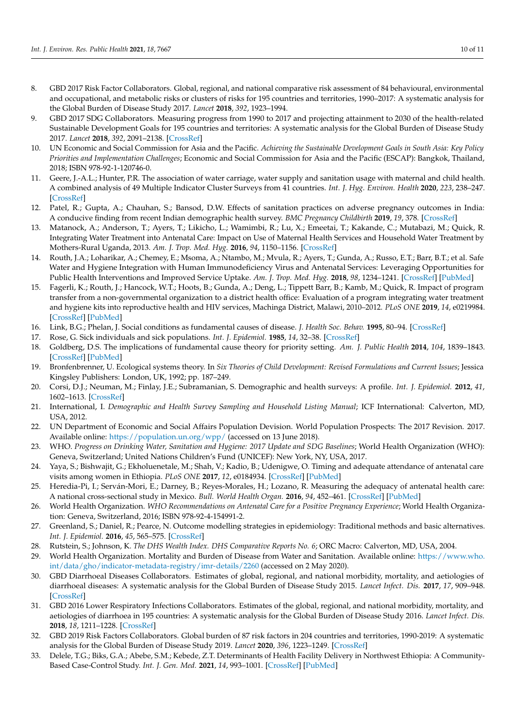8. GBD 2017 Risk Factor Collaborators. Global, regional, and national comparative risk assessment of 84 behavioural, environmental and occupational, and metabolic risks or clusters of risks for 195 countries and territories, 1990–2017: A systematic analysis for the Global Burden of Disease Study 2017. *Lancet* **2018**, *392*, 1923–1994.
9. GBD 2017 SDG Collaborators. Measuring progress from 1990 to 2017 and projecting attainment to 2030 of the health-related Sustainable Development Goals for 195 countries and territories: A systematic analysis for the Global Burden of Disease Study 2017. *Lancet* **2018**, *392*, 2091–2138. [CrossRef]
10. UN Economic and Social Commission for Asia and the Pacific. *Achieving the Sustainable Development Goals in South Asia: Key Policy Priorities and Implementation Challenges*; Economic and Social Commission for Asia and the Pacific (ESCAP): Bangkok, Thailand, 2018; ISBN 978-92-1-120746-0.
11. Geere, J.-A.L.; Hunter, P.R. The association of water carriage, water supply and sanitation usage with maternal and child health. A combined analysis of 49 Multiple Indicator Cluster Surveys from 41 countries. *Int. J. Hyg. Environ. Health* **2020**, *223*, 238–247. [CrossRef]
12. Patel, R.; Gupta, A.; Chauhan, S.; Bansod, D.W. Effects of sanitation practices on adverse pregnancy outcomes in India: A conducive finding from recent Indian demographic health survey. *BMC Pregnancy Childbirth* **2019**, *19*, 378. [CrossRef]
13. Matanock, A.; Anderson, T.; Ayers, T.; Likicho, L.; Wamimbi, R.; Lu, X.; Emeetai, T.; Kakande, C.; Mutabazi, M.; Quick, R. Integrating Water Treatment into Antenatal Care: Impact on Use of Maternal Health Services and Household Water Treatment by Mothers-Rural Uganda, 2013. *Am. J. Trop. Med. Hyg.* **2016**, *94*, 1150–1156. [CrossRef]
14. Routh, J.A.; Loharikar, A.; Chemey, E.; Msoma, A.; Ntambo, M.; Mvula, R.; Ayers, T.; Gunda, A.; Russo, E.T.; Barr, B.T.; et al. Safe Water and Hygiene Integration with Human Immunodeficiency Virus and Antenatal Services: Leveraging Opportunities for Public Health Interventions and Improved Service Uptake. *Am. J. Trop. Med. Hyg.* **2018**, *98*, 1234–1241. [CrossRef] [PubMed]
15. Fagerli, K.; Routh, J.; Hancock, W.T.; Hoots, B.; Gunda, A.; Deng, L.; Tippett Barr, B.; Kamb, M.; Quick, R. Impact of program transfer from a non-governmental organization to a district health office: Evaluation of a program integrating water treatment and hygiene kits into reproductive health and HIV services, Machinga District, Malawi, 2010–2012. *PLoS ONE* **2019**, *14*, e0219984. [CrossRef] [PubMed]
16. Link, B.G.; Phelan, J. Social conditions as fundamental causes of disease. *J. Health Soc. Behav.* **1995**, 80–94. [CrossRef]
17. Rose, G. Sick individuals and sick populations. *Int. J. Epidemiol.* **1985**, *14*, 32–38. [CrossRef]
18. Goldberg, D.S. The implications of fundamental cause theory for priority setting. *Am. J. Public Health* **2014**, *104*, 1839–1843. [CrossRef] [PubMed]
19. Bronfenbrenner, U. Ecological systems theory. In *Six Theories of Child Development: Revised Formulations and Current Issues*; Jessica Kingsley Publishers: London, UK, 1992; pp. 187–249.
20. Corsi, D.J.; Neuman, M.; Finlay, J.E.; Subramanian, S. Demographic and health surveys: A profile. *Int. J. Epidemiol.* **2012**, *41*, 1602–1613. [CrossRef]
21. International, I. *Demographic and Health Survey Sampling and Household Listing Manual*; ICF International: Calverton, MD, USA, 2012.
22. UN Department of Economic and Social Affairs Population Devision. World Population Prospects: The 2017 Revision. 2017. Available online: https://population.un.org/wpp/ (accessed on 13 June 2018).
23. WHO. *Progress on Drinking Water, Sanitation and Hygiene: 2017 Update and SDG Baselines*; World Health Organization (WHO): Geneva, Switzerland; United Nations Children's Fund (UNICEF): New York, NY, USA, 2017.
24. Yaya, S.; Bishwajit, G.; Ekholuenetale, M.; Shah, V.; Kadio, B.; Udenigwe, O. Timing and adequate attendance of antenatal care visits among women in Ethiopia. *PLoS ONE* **2017**, *12*, e0184934. [CrossRef] [PubMed]
25. Heredia-Pi, I.; Serván-Mori, E.; Darney, B.; Reyes-Morales, H.; Lozano, R. Measuring the adequacy of antenatal health care: A national cross-sectional study in Mexico. *Bull. World Health Organ.* **2016**, *94*, 452–461. [CrossRef] [PubMed]
26. World Health Organization. *WHO Recommendations on Antenatal Care for a Positive Pregnancy Experience*; World Health Organization: Geneva, Switzerland, 2016; ISBN 978-92-4-154991-2.
27. Greenland, S.; Daniel, R.; Pearce, N. Outcome modelling strategies in epidemiology: Traditional methods and basic alternatives. *Int. J. Epidemiol.* **2016**, *45*, 565–575. [CrossRef]
28. Rutstein, S.; Johnson, K. *The DHS Wealth Index. DHS Comparative Reports No. 6*; ORC Macro: Calverton, MD, USA, 2004.
29. World Health Organization. Mortality and Burden of Disease from Water and Sanitation. Available online: https://www.who.int/data/gho/indicator-metadata-registry/imr-details/2260 (accessed on 2 May 2020).
30. GBD Diarrhoeal Diseases Collaborators. Estimates of global, regional, and national morbidity, mortality, and aetiologies of diarrhoeal diseases: A systematic analysis for the Global Burden of Disease Study 2015. *Lancet Infect. Dis.* **2017**, *17*, 909–948. [CrossRef]
31. GBD 2016 Lower Respiratory Infections Collaborators. Estimates of the global, regional, and national morbidity, mortality, and aetiologies of diarrhoea in 195 countries: A systematic analysis for the Global Burden of Disease Study 2016. *Lancet Infect. Dis.* **2018**, *18*, 1211–1228. [CrossRef]
32. GBD 2019 Risk Factors Collaborators. Global burden of 87 risk factors in 204 countries and territories, 1990-2019: A systematic analysis for the Global Burden of Disease Study 2019. *Lancet* **2020**, *396*, 1223–1249. [CrossRef]
33. Delele, T.G.; Biks, G.A.; Abebe, S.M.; Kebede, Z.T. Determinants of Health Facility Delivery in Northwest Ethiopia: A Community-Based Case-Control Study. *Int. J. Gen. Med.* **2021**, *14*, 993–1001. [CrossRef] [PubMed]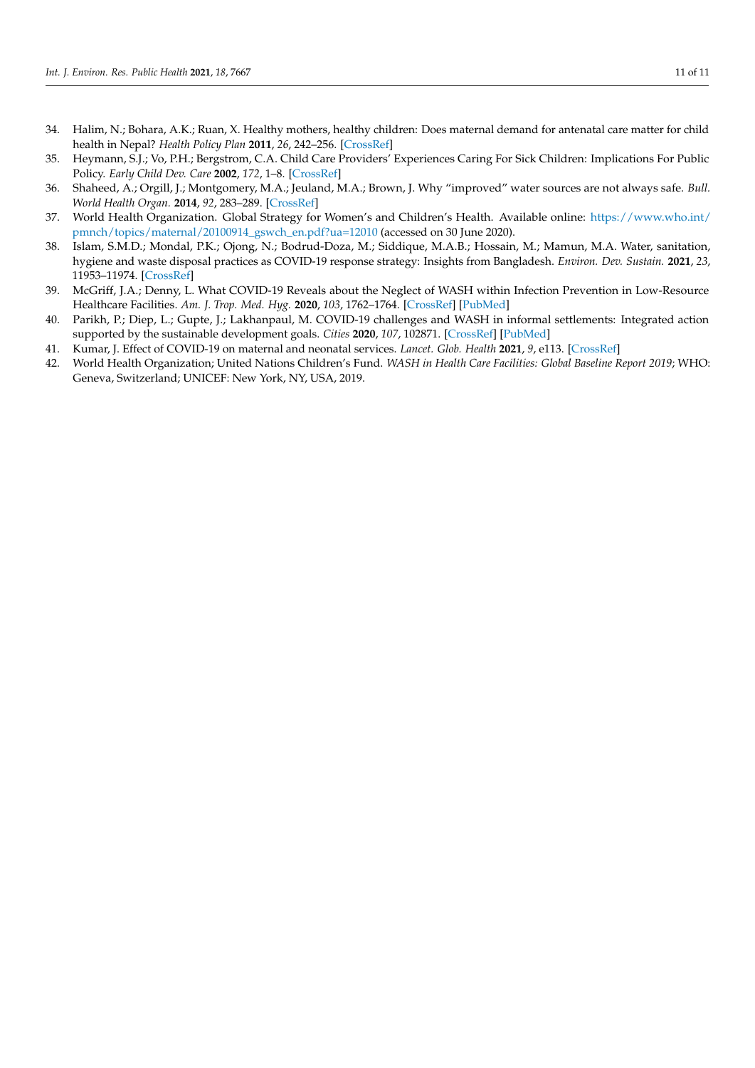34. Halim, N.; Bohara, A.K.; Ruan, X. Healthy mothers, healthy children: Does maternal demand for antenatal care matter for child health in Nepal? *Health Policy Plan* **2011**, *26*, 242–256. [CrossRef]
35. Heymann, S.J.; Vo, P.H.; Bergstrom, C.A. Child Care Providers' Experiences Caring For Sick Children: Implications For Public Policy. *Early Child Dev. Care* **2002**, *172*, 1–8. [CrossRef]
36. Shaheed, A.; Orgill, J.; Montgomery, M.A.; Jeuland, M.A.; Brown, J. Why "improved" water sources are not always safe. *Bull. World Health Organ.* **2014**, *92*, 283–289. [CrossRef]
37. World Health Organization. Global Strategy for Women's and Children's Health. Available online: https://www.who.int/pmnch/topics/maternal/20100914_gswch_en.pdf?ua=12010 (accessed on 30 June 2020).
38. Islam, S.M.D.; Mondal, P.K.; Ojong, N.; Bodrud-Doza, M.; Siddique, M.A.B.; Hossain, M.; Mamun, M.A. Water, sanitation, hygiene and waste disposal practices as COVID-19 response strategy: Insights from Bangladesh. *Environ. Dev. Sustain.* **2021**, *23*, 11953–11974. [CrossRef]
39. McGriff, J.A.; Denny, L. What COVID-19 Reveals about the Neglect of WASH within Infection Prevention in Low-Resource Healthcare Facilities. *Am. J. Trop. Med. Hyg.* **2020**, *103*, 1762–1764. [CrossRef] [PubMed]
40. Parikh, P.; Diep, L.; Gupte, J.; Lakhanpaul, M. COVID-19 challenges and WASH in informal settlements: Integrated action supported by the sustainable development goals. *Cities* **2020**, *107*, 102871. [CrossRef] [PubMed]
41. Kumar, J. Effect of COVID-19 on maternal and neonatal services. *Lancet. Glob. Health* **2021**, *9*, e113. [CrossRef]
42. World Health Organization; United Nations Children's Fund. *WASH in Health Care Facilities: Global Baseline Report 2019*; WHO: Geneva, Switzerland; UNICEF: New York, NY, USA, 2019.